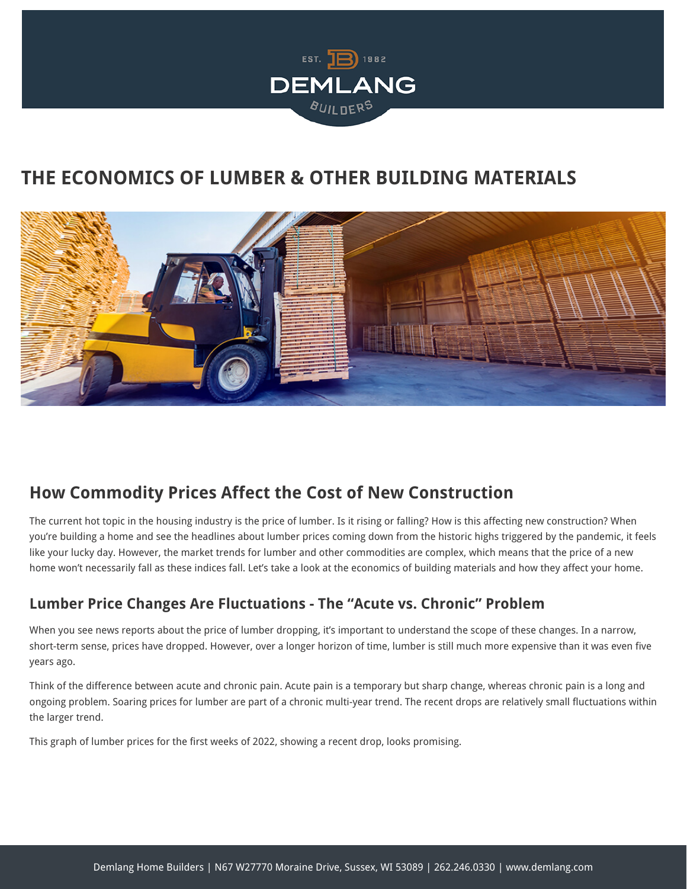# THE ECONOMICS OF LUMBER & OTHER BUILDING MATERIALS

## How Commodity Prices Affect the Cost of New Construction

The current hot topic in the housing industry is the price of lumber. Is it rising or falling? How is this affecting new construction? When you're building a home and see the headlines about lumber prices coming down from the historic highs triggered by the pandemic, it feels like your lucky day. However, the market trends for lumber and other commodities are complex, which means that the price of a new home won't necessarily fall as these indices fall. Let's take a look at the economics of building materials and how they affect your home.

### Lumber Price Changes Are Fluctuations - The "Acute vs. Chronic" Problem

When you see news reports about the price of lumber dropping, it's important to understand the scope of these changes. In a narrow, short-term sense, prices have dropped. However, over a longer horizon of time, lumber is still much more expensive than it was even five years ago.

Think of the difference between acute and chronic pain. Acute pain is a temporary but sharp change, whereas chronic pain is a long and ongoing problem. Soaring prices for lumber are part of a chronic multi-year trend. The recent drops are relatively small fluctuations within the larger trend.

This graph of lumber prices for the first weeks of 2022, showing a recent drop, looks promising.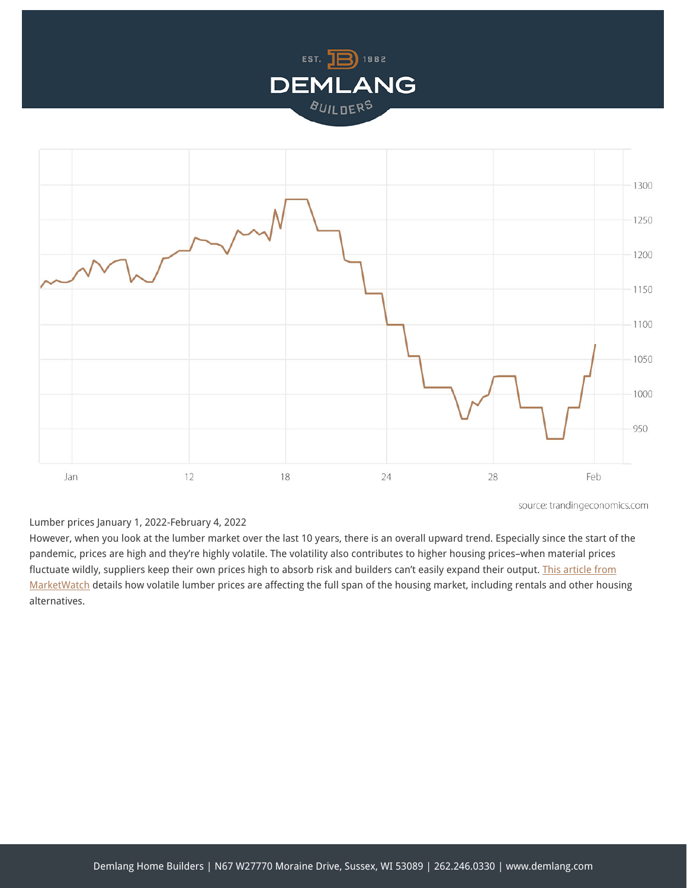source: trandingeconomics.com

Lumber prices January 1, 2022-February 4, 2022

However, when you look at the lumber market over the last 10 years, there is an overall upward trend. Especially since the start of the pandemic, prices are high and they're highly volatile. The volatility also contributes to higher housing prices–when material prices fluctuate wildly, suppliers keep their own prices high to absorb risk and builders can't easily expand their output. [This article from MarketWatch] details how volatile lumber prices are affecting the full span of the housing market, including rentals and other housing alternatives.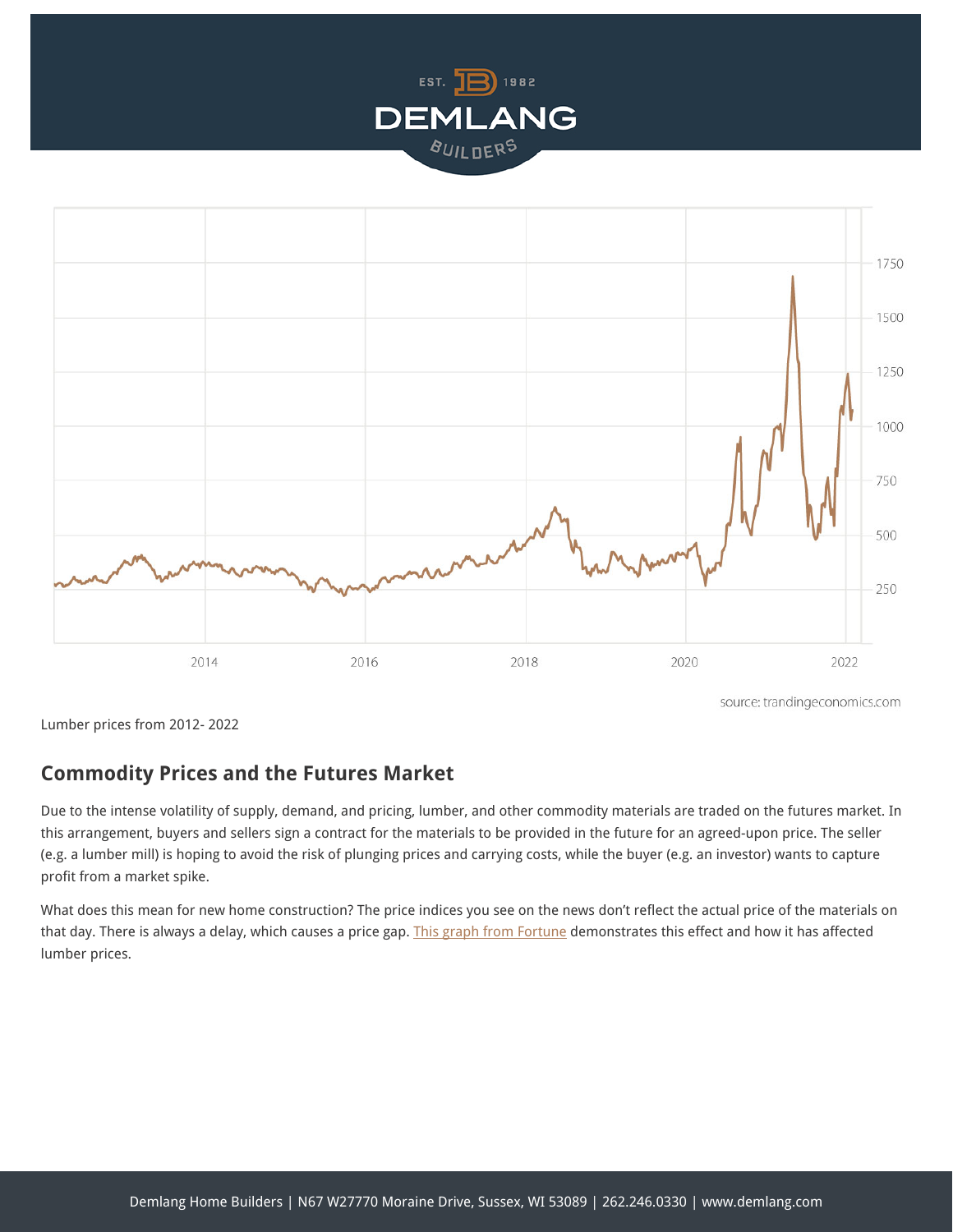source: trandingeconomics.com

Lumber prices from 2012- 2022

## Commodity Prices and the Futures Market

Due to the intense volatility of supply, demand, and pricing, lumber, and other commodity materials are traded on the futures market. In this arrangement, buyers and sellers sign a contract for the materials to be provided in the future for an agreed-upon price. The seller (e.g. a lumber mill) is hoping to avoid the risk of plunging prices and carrying costs, while the buyer (e.g. an investor) wants to capture profit from a market spike.

What does this mean for new home construction? The price indices you see on the news don't reflect the actual price of the materials on that day. There is always a delay, which causes a price gap. This graph from Fortune demonstrates this effect and how it has affected lumber prices.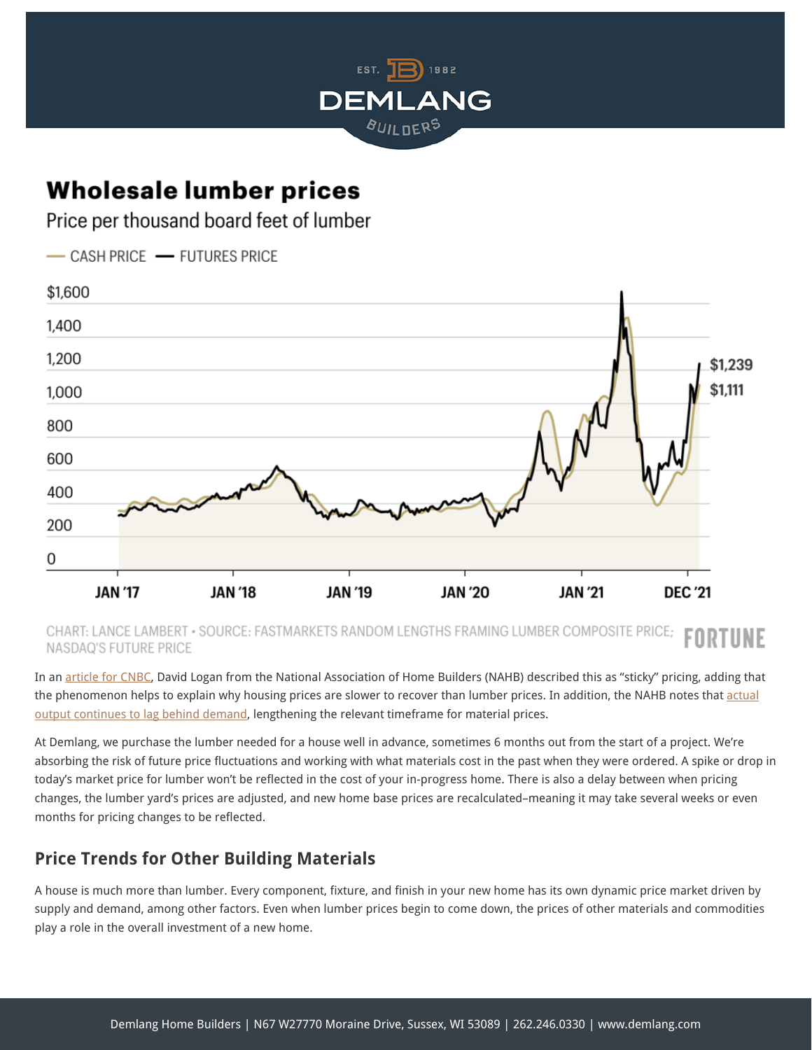## Wholesale lumber prices

Price per thousand board feet of lumber

CASH PRICE — FUTURES PRICE

CHART: LANCE LAMBERT • SOURCE: FASTMARKETS RANDOM LENGTHS FRAMING LUMBER COMPOSITE PRICE; NASDAQ'S FUTURE PRICE — FORTUNE

In an article for CNBC, David Logan from the National Association of Home Builders (NAHB) described this as "sticky" pricing, adding that the phenomenon helps to explain why housing prices are slower to recover than lumber prices. In addition, the NAHB notes that actual output continues to lag behind demand, lengthening the relevant timeframe for material prices.

At Demlang, we purchase the lumber needed for a house well in advance, sometimes 6 months out from the start of a project. We're absorbing the risk of future price fluctuations and working with what materials cost in the past when they were ordered. A spike or drop in today's market price for lumber won't be reflected in the cost of your in-progress home. There is also a delay between when pricing changes, the lumber yard's prices are adjusted, and new home base prices are recalculated–meaning it may take several weeks or even months for pricing changes to be reflected.

## Price Trends for Other Building Materials

A house is much more than lumber. Every component, fixture, and finish in your new home has its own dynamic price market driven by supply and demand, among other factors. Even when lumber prices begin to come down, the prices of other materials and commodities play a role in the overall investment of a new home.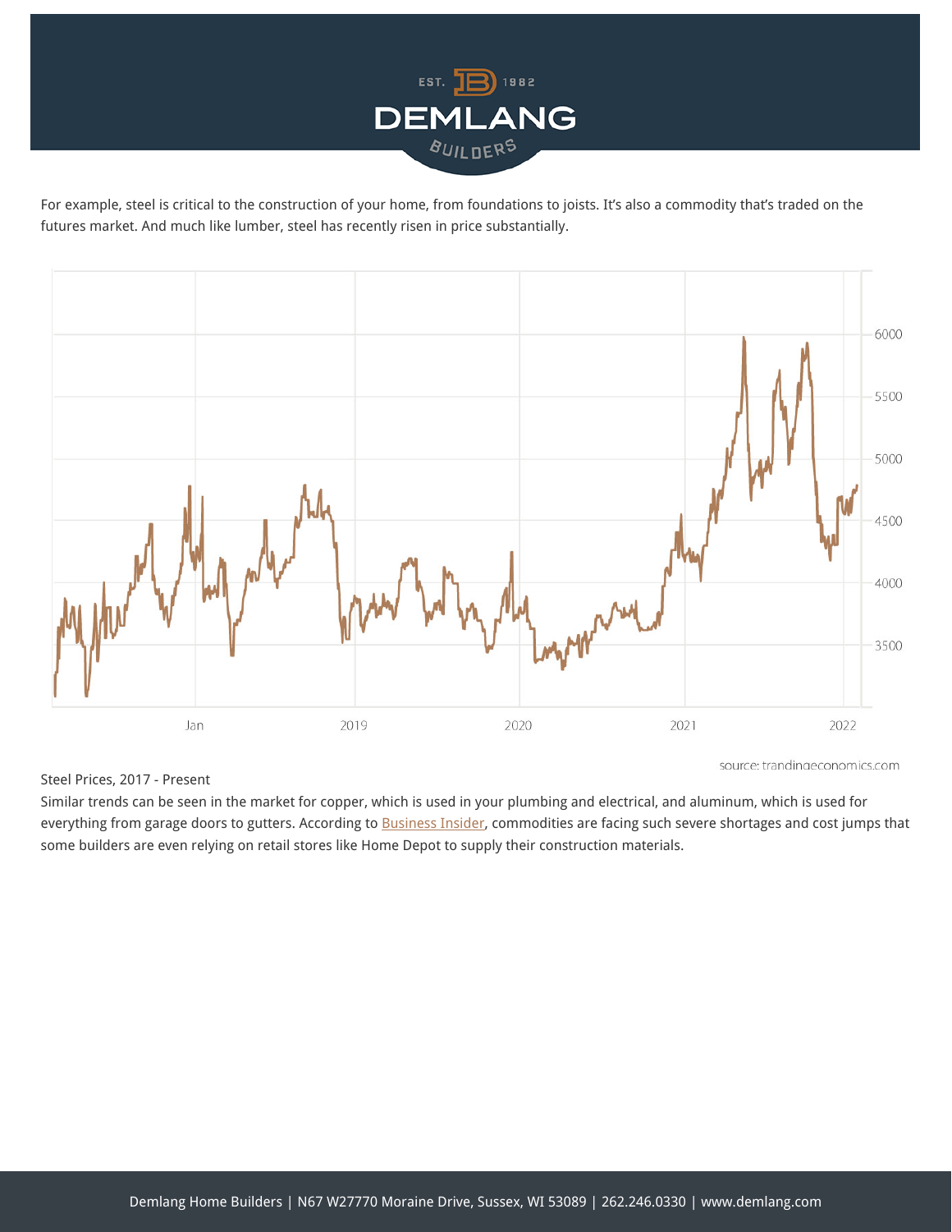For example, steel is critical to the construction of your home, from foundations to joists. It's also a commodity that's traded on the futures market. And much like lumber, steel has recently risen in price substantially.

source: tradingeconomics.com

Steel Prices, 2017 - Present

Similar trends can be seen in the market for copper, which is used in your plumbing and electrical, and aluminum, which is used for everything from garage doors to gutters. According to Business Insider, commodities are facing such severe shortages and cost jumps that some builders are even relying on retail stores like Home Depot to supply their construction materials.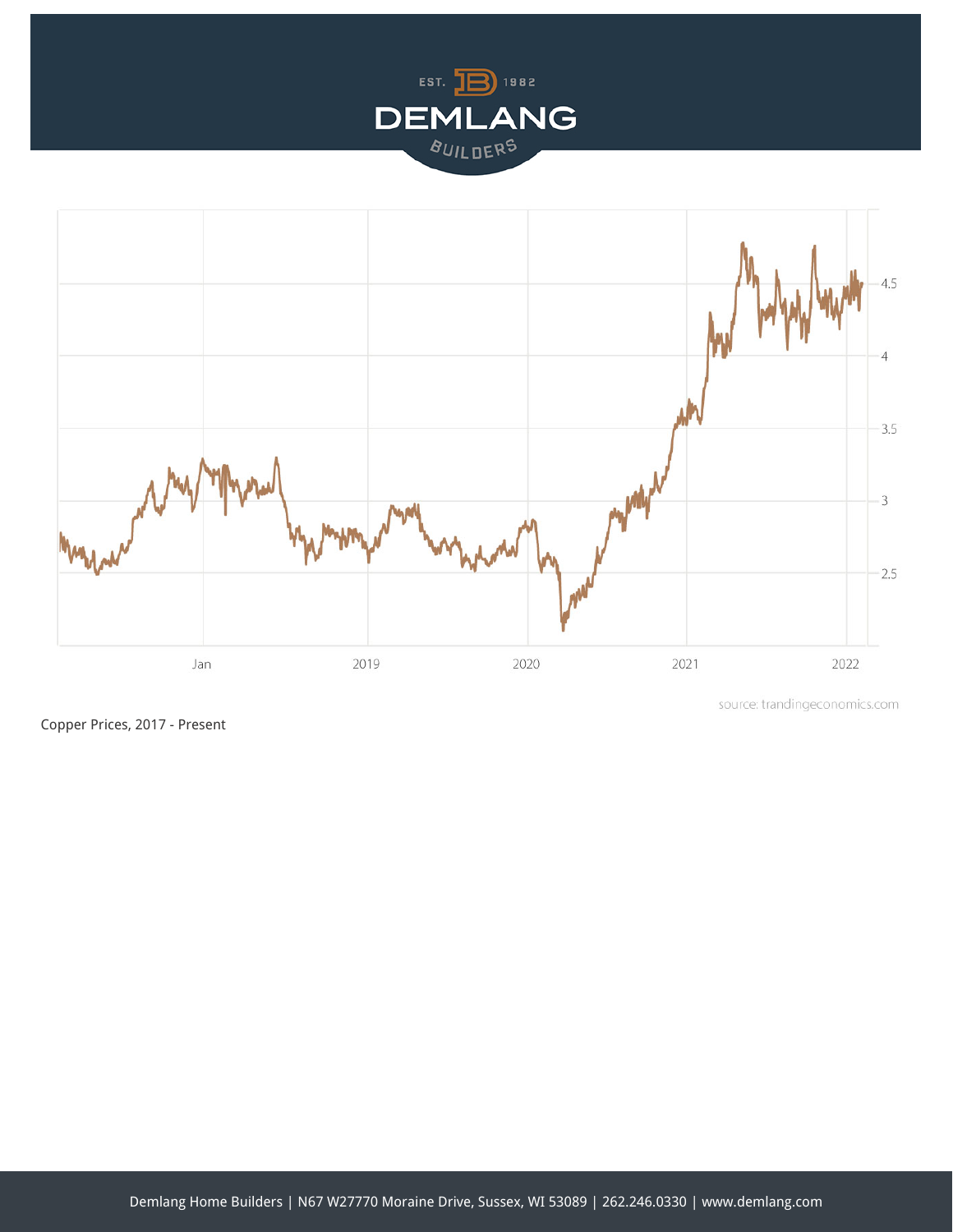source: trandingeconomics.com

Copper Prices, 2017 - Present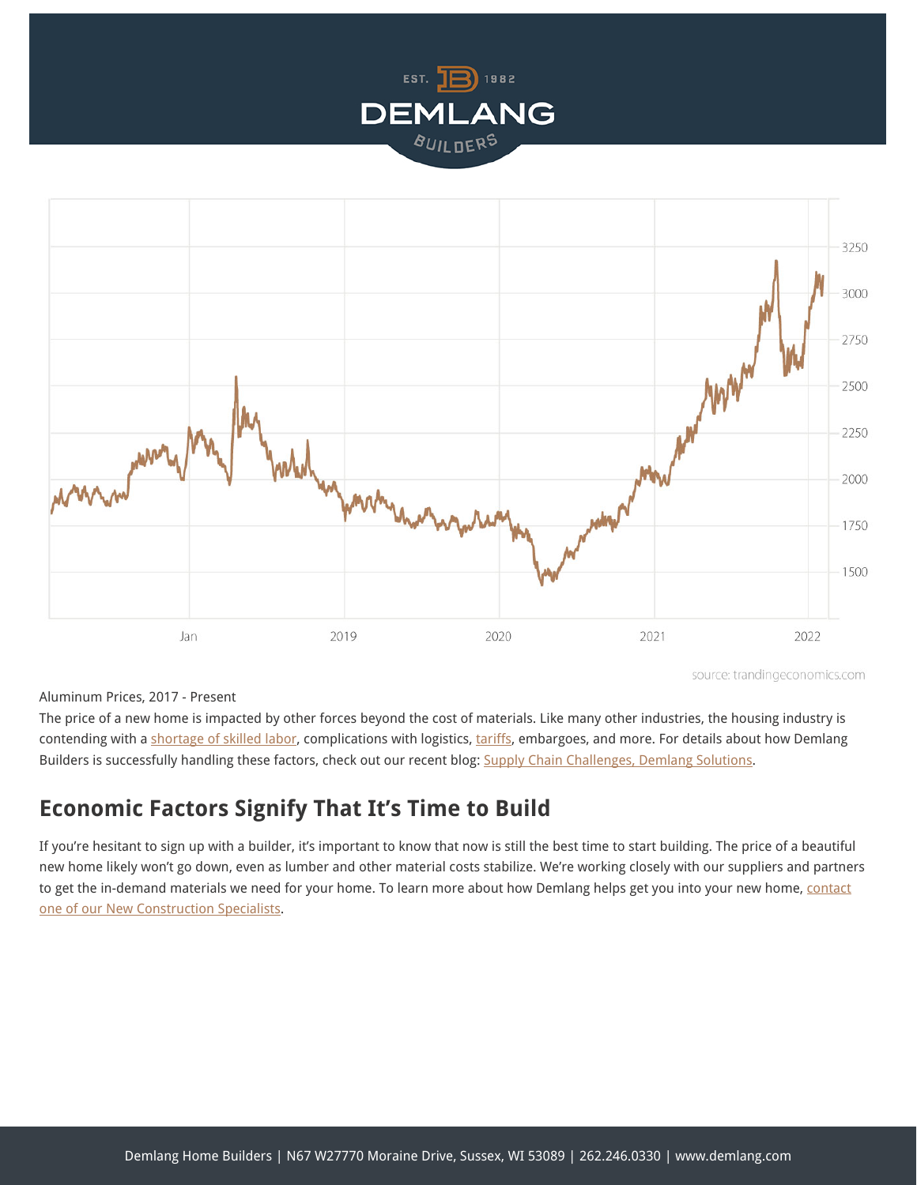3250
3000
2750
2500
2250
2000
1750
1500

Jan
2019
2020
2021
2022

source: trandingeconomics.com

Aluminum Prices, 2017 - Present

The price of a new home is impacted by other forces beyond the cost of materials. Like many other industries, the housing industry is contending with a shortage of skilled labor, complications with logistics, tariffs, embargoes, and more. For details about how Demlang Builders is successfully handling these factors, check out our recent blog: Supply Chain Challenges, Demlang Solutions.

## Economic Factors Signify That It's Time to Build

If you're hesitant to sign up with a builder, it's important to know that now is still the best time to start building. The price of a beautiful new home likely won't go down, even as lumber and other material costs stabilize. We're working closely with our suppliers and partners to get the in-demand materials we need for your home. To learn more about how Demlang helps get you into your new home, contact one of our New Construction Specialists.